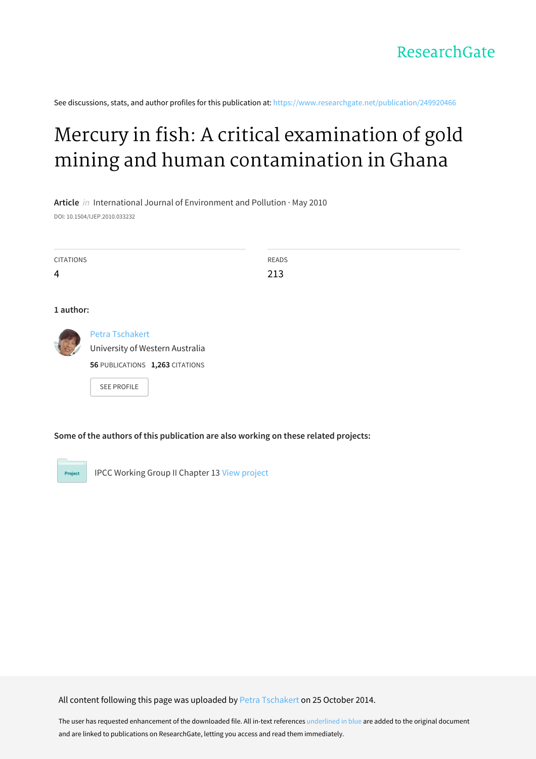ResearchGate

See discussions, stats, and author profiles for this publication at: https://www.researchgate.net/publication/249920466

# Mercury in fish: A critical examination of gold mining and human contamination in Ghana

**Article** *in* International Journal of Environment and Pollution · May 2010

DOI: 10.1504/IJEP.2010.033232

| CITATIONS | READS |
| --- | --- |
| 4 | 213 |

**1 author:**

Petra Tschakert
University of Western Australia
**56** PUBLICATIONS **1,263** CITATIONS

SEE PROFILE

**Some of the authors of this publication are also working on these related projects:**

Project: IPCC Working Group II Chapter 13 View project

All content following this page was uploaded by Petra Tschakert on 25 October 2014.

The user has requested enhancement of the downloaded file. All in-text references underlined in blue are added to the original document and are linked to publications on ResearchGate, letting you access and read them immediately.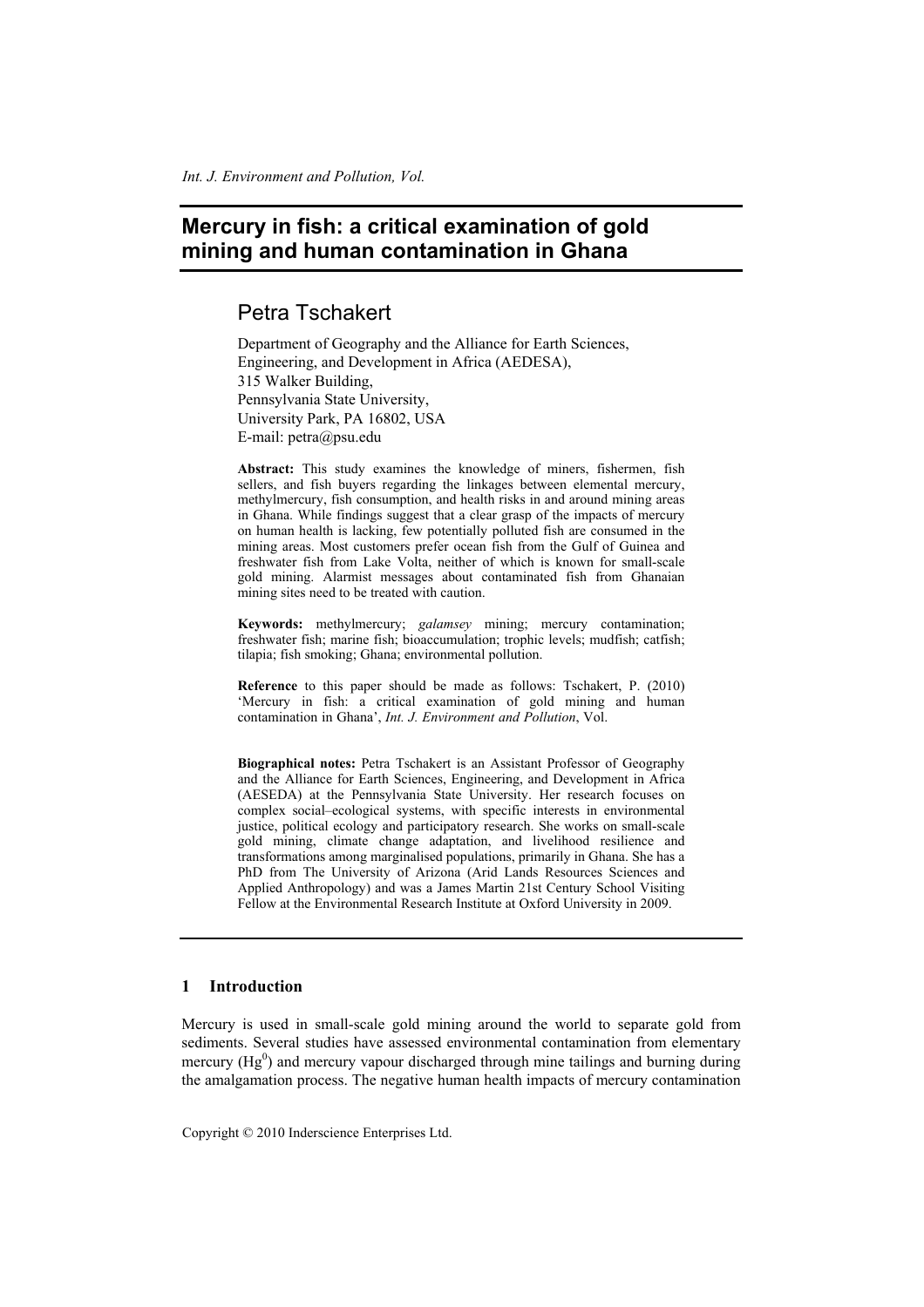# Mercury in fish: a critical examination of gold mining and human contamination in Ghana

## Petra Tschakert

Department of Geography and the Alliance for Earth Sciences, Engineering, and Development in Africa (AEDESA),
315 Walker Building,
Pennsylvania State University,
University Park, PA 16802, USA
E-mail: petra@psu.edu

**Abstract:** This study examines the knowledge of miners, fishermen, fish sellers, and fish buyers regarding the linkages between elemental mercury, methylmercury, fish consumption, and health risks in and around mining areas in Ghana. While findings suggest that a clear grasp of the impacts of mercury on human health is lacking, few potentially polluted fish are consumed in the mining areas. Most customers prefer ocean fish from the Gulf of Guinea and freshwater fish from Lake Volta, neither of which is known for small-scale gold mining. Alarmist messages about contaminated fish from Ghanaian mining sites need to be treated with caution.

**Keywords:** methylmercury; *galamsey* mining; mercury contamination; freshwater fish; marine fish; bioaccumulation; trophic levels; mudfish; catfish; tilapia; fish smoking; Ghana; environmental pollution.

**Reference** to this paper should be made as follows: Tschakert, P. (2010) 'Mercury in fish: a critical examination of gold mining and human contamination in Ghana', *Int. J. Environment and Pollution*, Vol.

**Biographical notes:** Petra Tschakert is an Assistant Professor of Geography and the Alliance for Earth Sciences, Engineering, and Development in Africa (AESEDA) at the Pennsylvania State University. Her research focuses on complex social–ecological systems, with specific interests in environmental justice, political ecology and participatory research. She works on small-scale gold mining, climate change adaptation, and livelihood resilience and transformations among marginalised populations, primarily in Ghana. She has a PhD from The University of Arizona (Arid Lands Resources Sciences and Applied Anthropology) and was a James Martin 21st Century School Visiting Fellow at the Environmental Research Institute at Oxford University in 2009.

## 1 Introduction

Mercury is used in small-scale gold mining around the world to separate gold from sediments. Several studies have assessed environmental contamination from elementary mercury ($Hg^0$) and mercury vapour discharged through mine tailings and burning during the amalgamation process. The negative human health impacts of mercury contamination

Copyright © 2010 Inderscience Enterprises Ltd.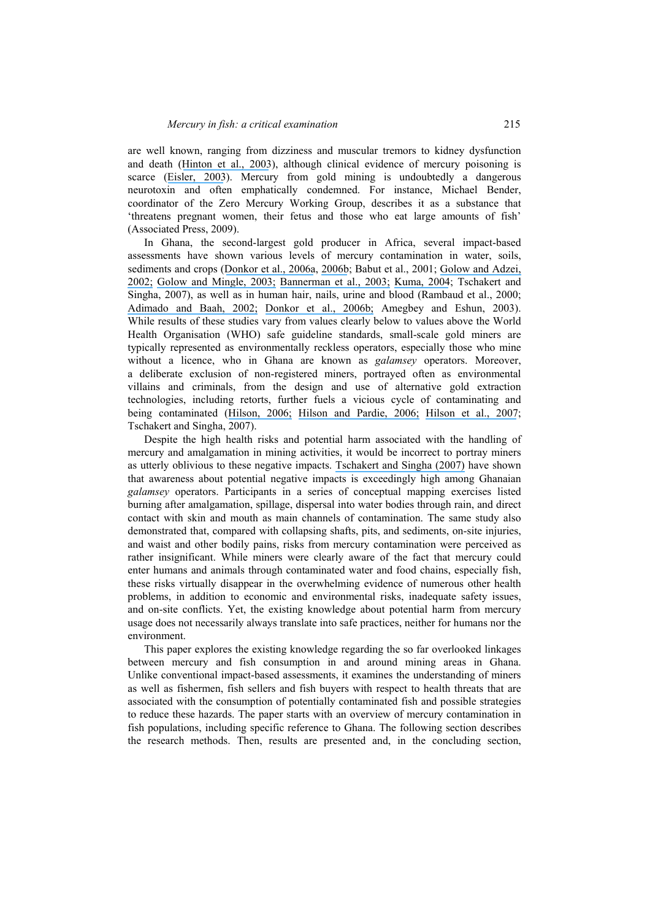are well known, ranging from dizziness and muscular tremors to kidney dysfunction and death (Hinton et al., 2003), although clinical evidence of mercury poisoning is scarce (Eisler, 2003). Mercury from gold mining is undoubtedly a dangerous neurotoxin and often emphatically condemned. For instance, Michael Bender, coordinator of the Zero Mercury Working Group, describes it as a substance that 'threatens pregnant women, their fetus and those who eat large amounts of fish' (Associated Press, 2009).

In Ghana, the second-largest gold producer in Africa, several impact-based assessments have shown various levels of mercury contamination in water, soils, sediments and crops (Donkor et al., 2006a, 2006b; Babut et al., 2001; Golow and Adzei, 2002; Golow and Mingle, 2003; Bannerman et al., 2003; Kuma, 2004; Tschakert and Singha, 2007), as well as in human hair, nails, urine and blood (Rambaud et al., 2000; Adimado and Baah, 2002; Donkor et al., 2006b; Amegbey and Eshun, 2003). While results of these studies vary from values clearly below to values above the World Health Organisation (WHO) safe guideline standards, small-scale gold miners are typically represented as environmentally reckless operators, especially those who mine without a licence, who in Ghana are known as *galamsey* operators. Moreover, a deliberate exclusion of non-registered miners, portrayed often as environmental villains and criminals, from the design and use of alternative gold extraction technologies, including retorts, further fuels a vicious cycle of contaminating and being contaminated (Hilson, 2006; Hilson and Pardie, 2006; Hilson et al., 2007; Tschakert and Singha, 2007).

Despite the high health risks and potential harm associated with the handling of mercury and amalgamation in mining activities, it would be incorrect to portray miners as utterly oblivious to these negative impacts. Tschakert and Singha (2007) have shown that awareness about potential negative impacts is exceedingly high among Ghanaian *galamsey* operators. Participants in a series of conceptual mapping exercises listed burning after amalgamation, spillage, dispersal into water bodies through rain, and direct contact with skin and mouth as main channels of contamination. The same study also demonstrated that, compared with collapsing shafts, pits, and sediments, on-site injuries, and waist and other bodily pains, risks from mercury contamination were perceived as rather insignificant. While miners were clearly aware of the fact that mercury could enter humans and animals through contaminated water and food chains, especially fish, these risks virtually disappear in the overwhelming evidence of numerous other health problems, in addition to economic and environmental risks, inadequate safety issues, and on-site conflicts. Yet, the existing knowledge about potential harm from mercury usage does not necessarily always translate into safe practices, neither for humans nor the environment.

This paper explores the existing knowledge regarding the so far overlooked linkages between mercury and fish consumption in and around mining areas in Ghana. Unlike conventional impact-based assessments, it examines the understanding of miners as well as fishermen, fish sellers and fish buyers with respect to health threats that are associated with the consumption of potentially contaminated fish and possible strategies to reduce these hazards. The paper starts with an overview of mercury contamination in fish populations, including specific reference to Ghana. The following section describes the research methods. Then, results are presented and, in the concluding section,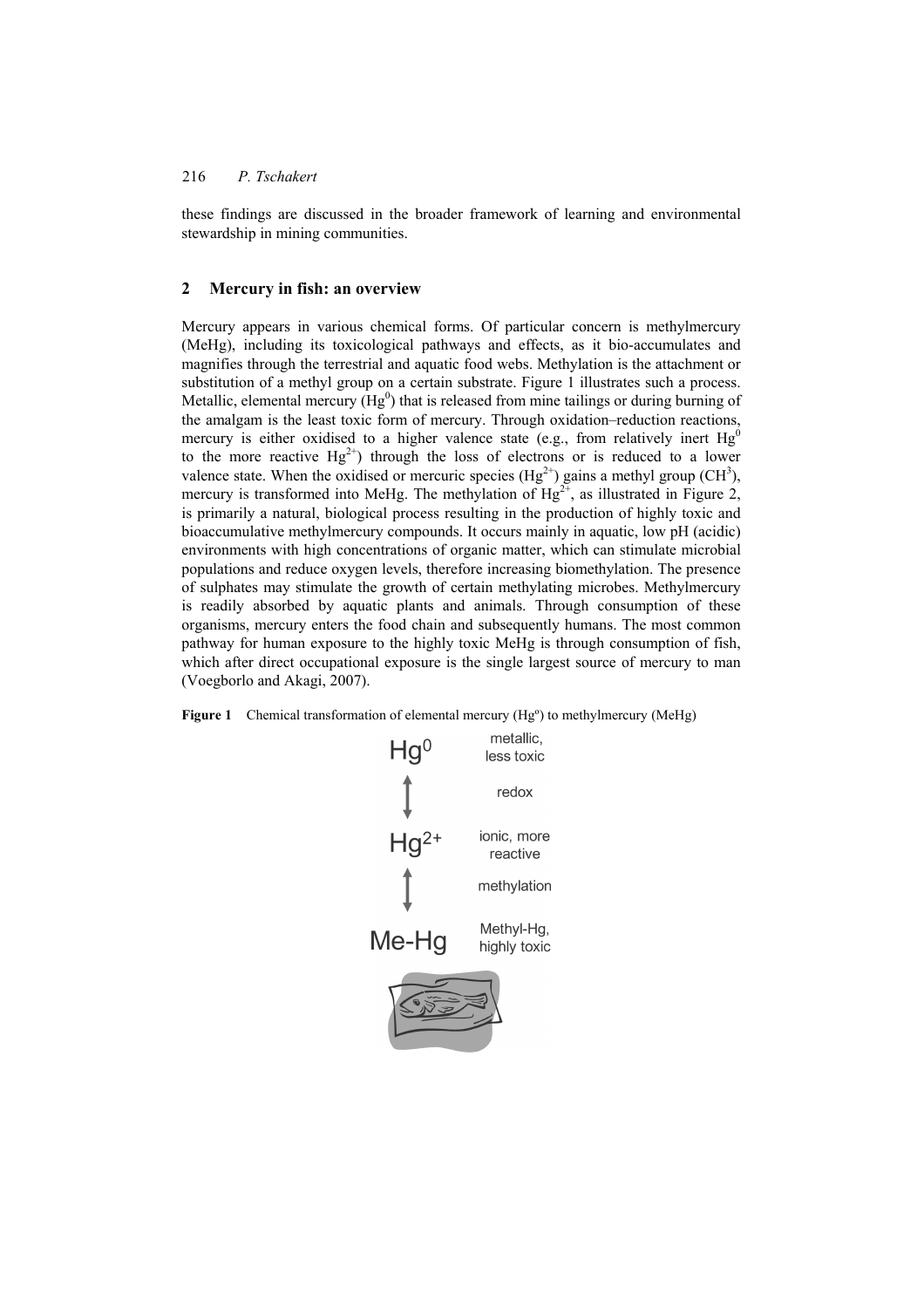these findings are discussed in the broader framework of learning and environmental stewardship in mining communities.

## 2 Mercury in fish: an overview

Mercury appears in various chemical forms. Of particular concern is methylmercury (MeHg), including its toxicological pathways and effects, as it bio-accumulates and magnifies through the terrestrial and aquatic food webs. Methylation is the attachment or substitution of a methyl group on a certain substrate. Figure 1 illustrates such a process. Metallic, elemental mercury ($Hg^0$) that is released from mine tailings or during burning of the amalgam is the least toxic form of mercury. Through oxidation–reduction reactions, mercury is either oxidised to a higher valence state (e.g., from relatively inert $Hg^0$ to the more reactive $Hg^{2+}$) through the loss of electrons or is reduced to a lower valence state. When the oxidised or mercuric species ($Hg^{2+}$) gains a methyl group ($CH^3$), mercury is transformed into MeHg. The methylation of $Hg^{2+}$, as illustrated in Figure 2, is primarily a natural, biological process resulting in the production of highly toxic and bioaccumulative methylmercury compounds. It occurs mainly in aquatic, low pH (acidic) environments with high concentrations of organic matter, which can stimulate microbial populations and reduce oxygen levels, therefore increasing biomethylation. The presence of sulphates may stimulate the growth of certain methylating microbes. Methylmercury is readily absorbed by aquatic plants and animals. Through consumption of these organisms, mercury enters the food chain and subsequently humans. The most common pathway for human exposure to the highly toxic MeHg is through consumption of fish, which after direct occupational exposure is the single largest source of mercury to man (Voegborlo and Akagi, 2007).

**Figure 1** Chemical transformation of elemental mercury (Hgº) to methylmercury (MeHg)

| | |
|---|---|
| $Hg^0$ | metallic, less toxic |
| ↕ | redox |
| $Hg^{2+}$ | ionic, more reactive |
| ↕ | methylation |
| Me-Hg | Methyl-Hg, highly toxic |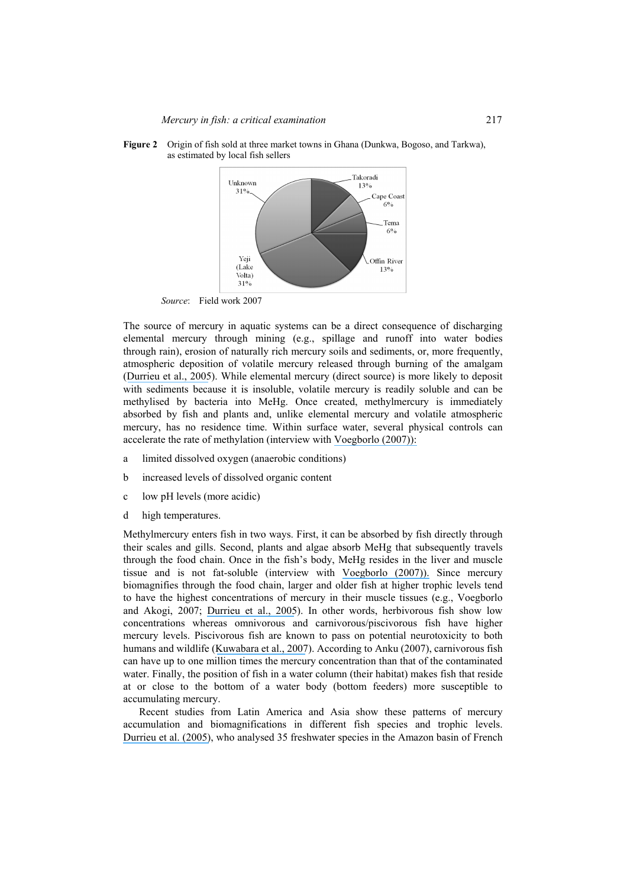**Figure 2** Origin of fish sold at three market towns in Ghana (Dunkwa, Bogoso, and Tarkwa), as estimated by local fish sellers

*Source*: Field work 2007

The source of mercury in aquatic systems can be a direct consequence of discharging elemental mercury through mining (e.g., spillage and runoff into water bodies through rain), erosion of naturally rich mercury soils and sediments, or, more frequently, atmospheric deposition of volatile mercury released through burning of the amalgam (Durrieu et al., 2005). While elemental mercury (direct source) is more likely to deposit with sediments because it is insoluble, volatile mercury is readily soluble and can be methylised by bacteria into MeHg. Once created, methylmercury is immediately absorbed by fish and plants and, unlike elemental mercury and volatile atmospheric mercury, has no residence time. Within surface water, several physical controls can accelerate the rate of methylation (interview with Voegborlo (2007)):

a limited dissolved oxygen (anaerobic conditions)

b increased levels of dissolved organic content

c low pH levels (more acidic)

d high temperatures.

Methylmercury enters fish in two ways. First, it can be absorbed by fish directly through their scales and gills. Second, plants and algae absorb MeHg that subsequently travels through the food chain. Once in the fish's body, MeHg resides in the liver and muscle tissue and is not fat-soluble (interview with Voegborlo (2007)). Since mercury biomagnifies through the food chain, larger and older fish at higher trophic levels tend to have the highest concentrations of mercury in their muscle tissues (e.g., Voegborlo and Akogi, 2007; Durrieu et al., 2005). In other words, herbivorous fish show low concentrations whereas omnivorous and carnivorous/piscivorous fish have higher mercury levels. Piscivorous fish are known to pass on potential neurotoxicity to both humans and wildlife (Kuwabara et al., 2007). According to Anku (2007), carnivorous fish can have up to one million times the mercury concentration than that of the contaminated water. Finally, the position of fish in a water column (their habitat) makes fish that reside at or close to the bottom of a water body (bottom feeders) more susceptible to accumulating mercury.

Recent studies from Latin America and Asia show these patterns of mercury accumulation and biomagnifications in different fish species and trophic levels. Durrieu et al. (2005), who analysed 35 freshwater species in the Amazon basin of French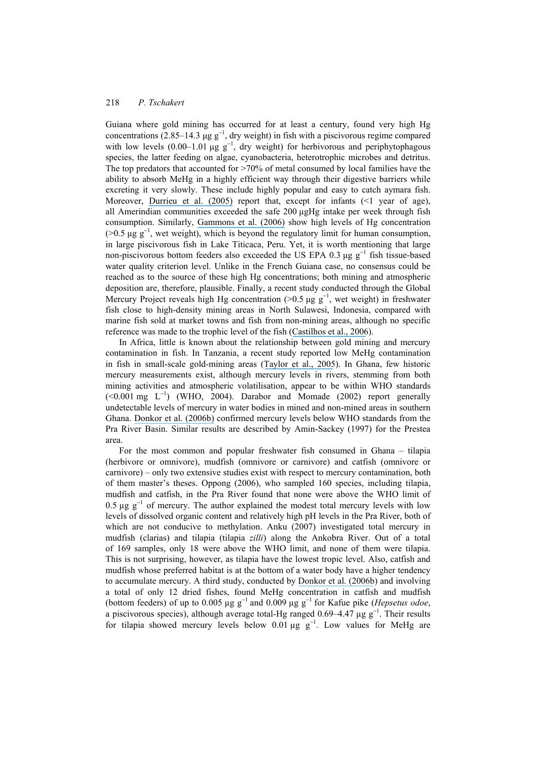Guiana where gold mining has occurred for at least a century, found very high Hg concentrations (2.85–14.3 μg $g^{-1}$, dry weight) in fish with a piscivorous regime compared with low levels (0.00–1.01 μg $g^{-1}$, dry weight) for herbivorous and periphytophagous species, the latter feeding on algae, cyanobacteria, heterotrophic microbes and detritus. The top predators that accounted for >70% of metal consumed by local families have the ability to absorb MeHg in a highly efficient way through their digestive barriers while excreting it very slowly. These include highly popular and easy to catch aymara fish. Moreover, Durrieu et al. (2005) report that, except for infants (<1 year of age), all Amerindian communities exceeded the safe 200 μgHg intake per week through fish consumption. Similarly, Gammons et al. (2006) show high levels of Hg concentration (>0.5 μg $g^{-1}$, wet weight), which is beyond the regulatory limit for human consumption, in large piscivorous fish in Lake Titicaca, Peru. Yet, it is worth mentioning that large non-piscivorous bottom feeders also exceeded the US EPA 0.3 μg $g^{-1}$ fish tissue-based water quality criterion level. Unlike in the French Guiana case, no consensus could be reached as to the source of these high Hg concentrations; both mining and atmospheric deposition are, therefore, plausible. Finally, a recent study conducted through the Global Mercury Project reveals high Hg concentration (>0.5 μg $g^{-1}$, wet weight) in freshwater fish close to high-density mining areas in North Sulawesi, Indonesia, compared with marine fish sold at market towns and fish from non-mining areas, although no specific reference was made to the trophic level of the fish (Castilhos et al., 2006).

In Africa, little is known about the relationship between gold mining and mercury contamination in fish. In Tanzania, a recent study reported low MeHg contamination in fish in small-scale gold-mining areas (Taylor et al., 2005). In Ghana, few historic mercury measurements exist, although mercury levels in rivers, stemming from both mining activities and atmospheric volatilisation, appear to be within WHO standards (<0.001 mg $L^{-1}$) (WHO, 2004). Darabor and Momade (2002) report generally undetectable levels of mercury in water bodies in mined and non-mined areas in southern Ghana. Donkor et al. (2006b) confirmed mercury levels below WHO standards from the Pra River Basin. Similar results are described by Amin-Sackey (1997) for the Prestea area.

For the most common and popular freshwater fish consumed in Ghana – tilapia (herbivore or omnivore), mudfish (omnivore or carnivore) and catfish (omnivore or carnivore) – only two extensive studies exist with respect to mercury contamination, both of them master's theses. Oppong (2006), who sampled 160 species, including tilapia, mudfish and catfish, in the Pra River found that none were above the WHO limit of 0.5 μg $g^{-1}$ of mercury. The author explained the modest total mercury levels with low levels of dissolved organic content and relatively high pH levels in the Pra River, both of which are not conducive to methylation. Anku (2007) investigated total mercury in mudfish (clarias) and tilapia (tilapia *zilli*) along the Ankobra River. Out of a total of 169 samples, only 18 were above the WHO limit, and none of them were tilapia. This is not surprising, however, as tilapia have the lowest tropic level. Also, catfish and mudfish whose preferred habitat is at the bottom of a water body have a higher tendency to accumulate mercury. A third study, conducted by Donkor et al. (2006b) and involving a total of only 12 dried fishes, found MeHg concentration in catfish and mudfish (bottom feeders) of up to 0.005 μg $g^{-1}$ and 0.009 μg $g^{-1}$ for Kafue pike (*Hepsetus odoe*, a piscivorous species), although average total-Hg ranged 0.69–4.47 μg $g^{-1}$. Their results for tilapia showed mercury levels below 0.01 μg $g^{-1}$. Low values for MeHg are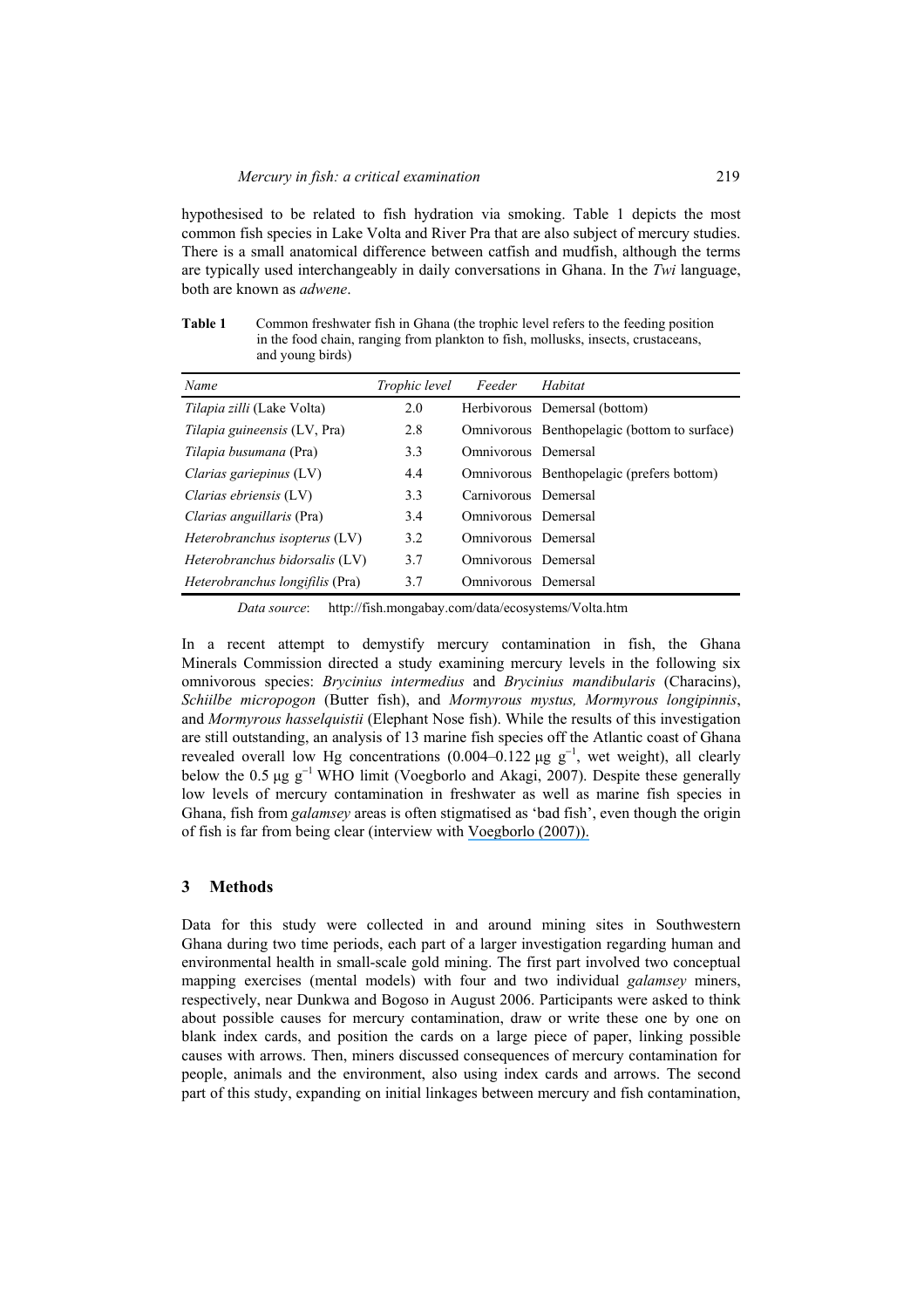hypothesised to be related to fish hydration via smoking. Table 1 depicts the most common fish species in Lake Volta and River Pra that are also subject of mercury studies. There is a small anatomical difference between catfish and mudfish, although the terms are typically used interchangeably in daily conversations in Ghana. In the *Twi* language, both are known as *adwene*.

**Table 1** Common freshwater fish in Ghana (the trophic level refers to the feeding position in the food chain, ranging from plankton to fish, mollusks, insects, crustaceans, and young birds)

| *Name* | *Trophic level* | *Feeder* | *Habitat* |
|---|---|---|---|
| *Tilapia zilli* (Lake Volta) | 2.0 | Herbivorous | Demersal (bottom) |
| *Tilapia guineensis* (LV, Pra) | 2.8 | Omnivorous | Benthopelagic (bottom to surface) |
| *Tilapia busumana* (Pra) | 3.3 | Omnivorous | Demersal |
| *Clarias gariepinus* (LV) | 4.4 | Omnivorous | Benthopelagic (prefers bottom) |
| *Clarias ebriensis* (LV) | 3.3 | Carnivorous | Demersal |
| *Clarias anguillaris* (Pra) | 3.4 | Omnivorous | Demersal |
| *Heterobranchus isopterus* (LV) | 3.2 | Omnivorous | Demersal |
| *Heterobranchus bidorsalis* (LV) | 3.7 | Omnivorous | Demersal |
| *Heterobranchus longifilis* (Pra) | 3.7 | Omnivorous | Demersal |

*Data source*: http://fish.mongabay.com/data/ecosystems/Volta.htm

In a recent attempt to demystify mercury contamination in fish, the Ghana Minerals Commission directed a study examining mercury levels in the following six omnivorous species: *Brycinius intermedius* and *Brycinius mandibularis* (Characins), *Schiilbe micropogon* (Butter fish), and *Mormyrous mystus, Mormyrous longipinnis*, and *Mormyrous hasselquistii* (Elephant Nose fish). While the results of this investigation are still outstanding, an analysis of 13 marine fish species off the Atlantic coast of Ghana revealed overall low Hg concentrations (0.004–0.122 μg $g^{-1}$, wet weight), all clearly below the 0.5 μg $g^{-1}$ WHO limit (Voegborlo and Akagi, 2007). Despite these generally low levels of mercury contamination in freshwater as well as marine fish species in Ghana, fish from *galamsey* areas is often stigmatised as 'bad fish', even though the origin of fish is far from being clear (interview with Voegborlo (2007)).

## 3 Methods

Data for this study were collected in and around mining sites in Southwestern Ghana during two time periods, each part of a larger investigation regarding human and environmental health in small-scale gold mining. The first part involved two conceptual mapping exercises (mental models) with four and two individual *galamsey* miners, respectively, near Dunkwa and Bogoso in August 2006. Participants were asked to think about possible causes for mercury contamination, draw or write these one by one on blank index cards, and position the cards on a large piece of paper, linking possible causes with arrows. Then, miners discussed consequences of mercury contamination for people, animals and the environment, also using index cards and arrows. The second part of this study, expanding on initial linkages between mercury and fish contamination,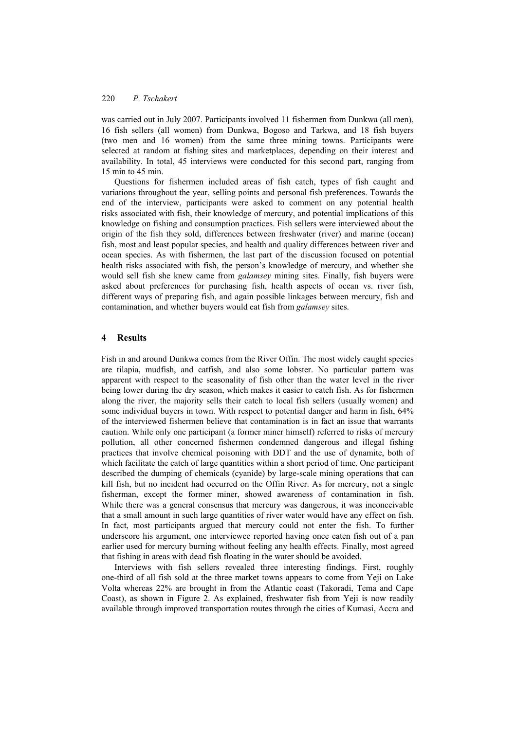was carried out in July 2007. Participants involved 11 fishermen from Dunkwa (all men), 16 fish sellers (all women) from Dunkwa, Bogoso and Tarkwa, and 18 fish buyers (two men and 16 women) from the same three mining towns. Participants were selected at random at fishing sites and marketplaces, depending on their interest and availability. In total, 45 interviews were conducted for this second part, ranging from 15 min to 45 min.

Questions for fishermen included areas of fish catch, types of fish caught and variations throughout the year, selling points and personal fish preferences. Towards the end of the interview, participants were asked to comment on any potential health risks associated with fish, their knowledge of mercury, and potential implications of this knowledge on fishing and consumption practices. Fish sellers were interviewed about the origin of the fish they sold, differences between freshwater (river) and marine (ocean) fish, most and least popular species, and health and quality differences between river and ocean species. As with fishermen, the last part of the discussion focused on potential health risks associated with fish, the person's knowledge of mercury, and whether she would sell fish she knew came from *galamsey* mining sites. Finally, fish buyers were asked about preferences for purchasing fish, health aspects of ocean vs. river fish, different ways of preparing fish, and again possible linkages between mercury, fish and contamination, and whether buyers would eat fish from *galamsey* sites.

## 4 Results

Fish in and around Dunkwa comes from the River Offin. The most widely caught species are tilapia, mudfish, and catfish, and also some lobster. No particular pattern was apparent with respect to the seasonality of fish other than the water level in the river being lower during the dry season, which makes it easier to catch fish. As for fishermen along the river, the majority sells their catch to local fish sellers (usually women) and some individual buyers in town. With respect to potential danger and harm in fish, 64% of the interviewed fishermen believe that contamination is in fact an issue that warrants caution. While only one participant (a former miner himself) referred to risks of mercury pollution, all other concerned fishermen condemned dangerous and illegal fishing practices that involve chemical poisoning with DDT and the use of dynamite, both of which facilitate the catch of large quantities within a short period of time. One participant described the dumping of chemicals (cyanide) by large-scale mining operations that can kill fish, but no incident had occurred on the Offin River. As for mercury, not a single fisherman, except the former miner, showed awareness of contamination in fish. While there was a general consensus that mercury was dangerous, it was inconceivable that a small amount in such large quantities of river water would have any effect on fish. In fact, most participants argued that mercury could not enter the fish. To further underscore his argument, one interviewee reported having once eaten fish out of a pan earlier used for mercury burning without feeling any health effects. Finally, most agreed that fishing in areas with dead fish floating in the water should be avoided.

Interviews with fish sellers revealed three interesting findings. First, roughly one-third of all fish sold at the three market towns appears to come from Yeji on Lake Volta whereas 22% are brought in from the Atlantic coast (Takoradi, Tema and Cape Coast), as shown in Figure 2. As explained, freshwater fish from Yeji is now readily available through improved transportation routes through the cities of Kumasi, Accra and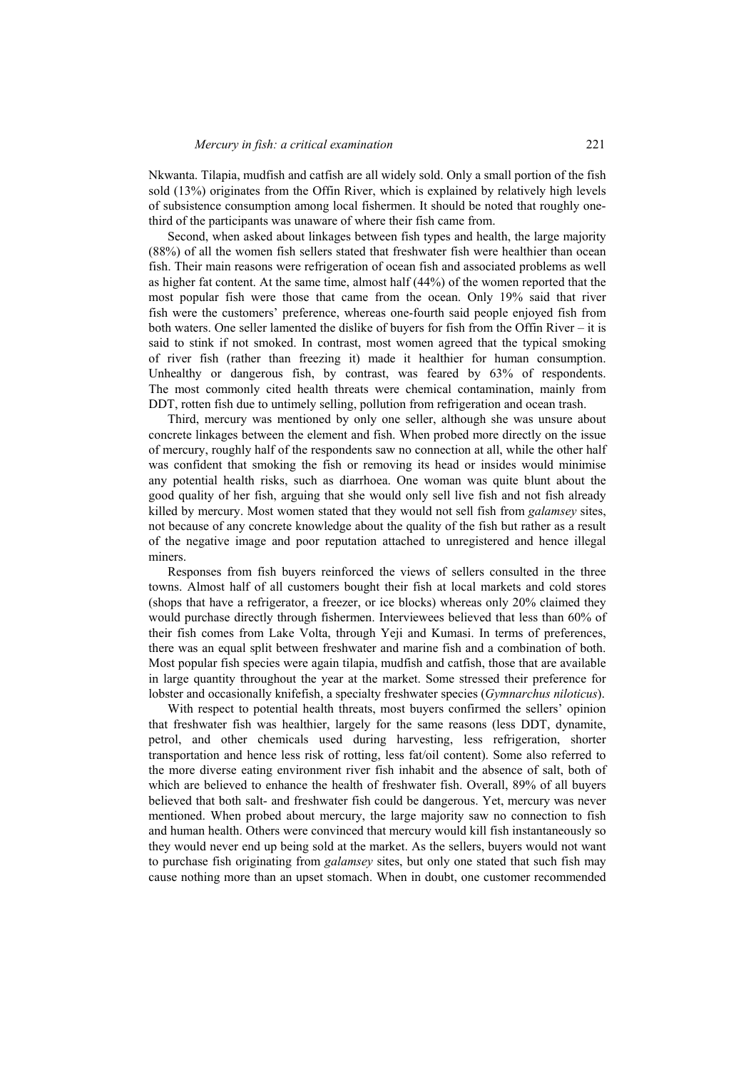Nkwanta. Tilapia, mudfish and catfish are all widely sold. Only a small portion of the fish sold (13%) originates from the Offin River, which is explained by relatively high levels of subsistence consumption among local fishermen. It should be noted that roughly one-third of the participants was unaware of where their fish came from.

Second, when asked about linkages between fish types and health, the large majority (88%) of all the women fish sellers stated that freshwater fish were healthier than ocean fish. Their main reasons were refrigeration of ocean fish and associated problems as well as higher fat content. At the same time, almost half (44%) of the women reported that the most popular fish were those that came from the ocean. Only 19% said that river fish were the customers' preference, whereas one-fourth said people enjoyed fish from both waters. One seller lamented the dislike of buyers for fish from the Offin River – it is said to stink if not smoked. In contrast, most women agreed that the typical smoking of river fish (rather than freezing it) made it healthier for human consumption. Unhealthy or dangerous fish, by contrast, was feared by 63% of respondents. The most commonly cited health threats were chemical contamination, mainly from DDT, rotten fish due to untimely selling, pollution from refrigeration and ocean trash.

Third, mercury was mentioned by only one seller, although she was unsure about concrete linkages between the element and fish. When probed more directly on the issue of mercury, roughly half of the respondents saw no connection at all, while the other half was confident that smoking the fish or removing its head or insides would minimise any potential health risks, such as diarrhoea. One woman was quite blunt about the good quality of her fish, arguing that she would only sell live fish and not fish already killed by mercury. Most women stated that they would not sell fish from *galamsey* sites, not because of any concrete knowledge about the quality of the fish but rather as a result of the negative image and poor reputation attached to unregistered and hence illegal miners.

Responses from fish buyers reinforced the views of sellers consulted in the three towns. Almost half of all customers bought their fish at local markets and cold stores (shops that have a refrigerator, a freezer, or ice blocks) whereas only 20% claimed they would purchase directly through fishermen. Interviewees believed that less than 60% of their fish comes from Lake Volta, through Yeji and Kumasi. In terms of preferences, there was an equal split between freshwater and marine fish and a combination of both. Most popular fish species were again tilapia, mudfish and catfish, those that are available in large quantity throughout the year at the market. Some stressed their preference for lobster and occasionally knifefish, a specialty freshwater species (*Gymnarchus niloticus*).

With respect to potential health threats, most buyers confirmed the sellers' opinion that freshwater fish was healthier, largely for the same reasons (less DDT, dynamite, petrol, and other chemicals used during harvesting, less refrigeration, shorter transportation and hence less risk of rotting, less fat/oil content). Some also referred to the more diverse eating environment river fish inhabit and the absence of salt, both of which are believed to enhance the health of freshwater fish. Overall, 89% of all buyers believed that both salt- and freshwater fish could be dangerous. Yet, mercury was never mentioned. When probed about mercury, the large majority saw no connection to fish and human health. Others were convinced that mercury would kill fish instantaneously so they would never end up being sold at the market. As the sellers, buyers would not want to purchase fish originating from *galamsey* sites, but only one stated that such fish may cause nothing more than an upset stomach. When in doubt, one customer recommended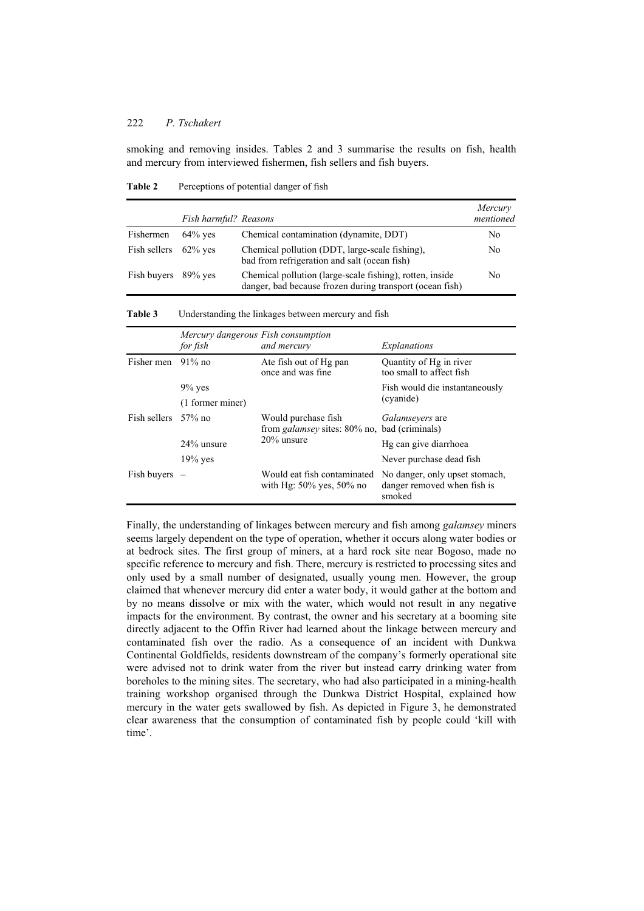smoking and removing insides. Tables 2 and 3 summarise the results on fish, health and mercury from interviewed fishermen, fish sellers and fish buyers.

**Table 2** Perceptions of potential danger of fish

| | *Fish harmful?* | *Reasons* | *Mercury mentioned* |
|---|---|---|---|
| Fishermen | 64% yes | Chemical contamination (dynamite, DDT) | No |
| Fish sellers | 62% yes | Chemical pollution (DDT, large-scale fishing), bad from refrigeration and salt (ocean fish) | No |
| Fish buyers | 89% yes | Chemical pollution (large-scale fishing), rotten, inside danger, bad because frozen during transport (ocean fish) | No |

**Table 3** Understanding the linkages between mercury and fish

| | *Mercury dangerous for fish* | *Fish consumption and mercury* | *Explanations* |
|---|---|---|---|
| Fisher men | 91% no | Ate fish out of Hg pan once and was fine | Quantity of Hg in river too small to affect fish |
| | 9% yes (1 former miner) | | Fish would die instantaneously (cyanide) |
| Fish sellers | 57% no | Would purchase fish from *galamsey* sites: 80% no, 20% unsure | *Galamseyers* are bad (criminals) |
| | 24% unsure | | Hg can give diarrhoea |
| | 19% yes | | Never purchase dead fish |
| Fish buyers | – | Would eat fish contaminated with Hg: 50% yes, 50% no | No danger, only upset stomach, danger removed when fish is smoked |

Finally, the understanding of linkages between mercury and fish among *galamsey* miners seems largely dependent on the type of operation, whether it occurs along water bodies or at bedrock sites. The first group of miners, at a hard rock site near Bogoso, made no specific reference to mercury and fish. There, mercury is restricted to processing sites and only used by a small number of designated, usually young men. However, the group claimed that whenever mercury did enter a water body, it would gather at the bottom and by no means dissolve or mix with the water, which would not result in any negative impacts for the environment. By contrast, the owner and his secretary at a booming site directly adjacent to the Offin River had learned about the linkage between mercury and contaminated fish over the radio. As a consequence of an incident with Dunkwa Continental Goldfields, residents downstream of the company's formerly operational site were advised not to drink water from the river but instead carry drinking water from boreholes to the mining sites. The secretary, who had also participated in a mining-health training workshop organised through the Dunkwa District Hospital, explained how mercury in the water gets swallowed by fish. As depicted in Figure 3, he demonstrated clear awareness that the consumption of contaminated fish by people could 'kill with time'.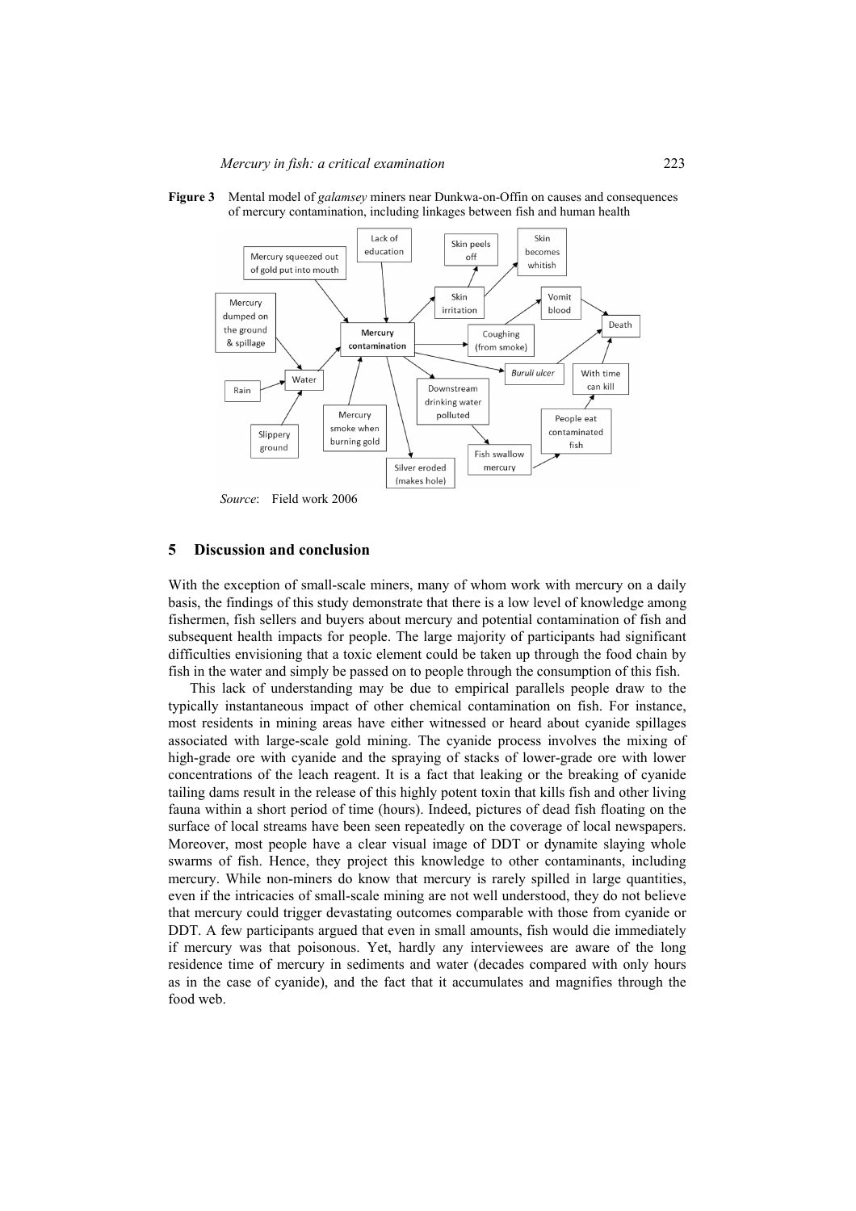**Figure 3** Mental model of *galamsey* miners near Dunkwa-on-Offin on causes and consequences of mercury contamination, including linkages between fish and human health

*Source*: Field work 2006

## 5 Discussion and conclusion

With the exception of small-scale miners, many of whom work with mercury on a daily basis, the findings of this study demonstrate that there is a low level of knowledge among fishermen, fish sellers and buyers about mercury and potential contamination of fish and subsequent health impacts for people. The large majority of participants had significant difficulties envisioning that a toxic element could be taken up through the food chain by fish in the water and simply be passed on to people through the consumption of this fish.

This lack of understanding may be due to empirical parallels people draw to the typically instantaneous impact of other chemical contamination on fish. For instance, most residents in mining areas have either witnessed or heard about cyanide spillages associated with large-scale gold mining. The cyanide process involves the mixing of high-grade ore with cyanide and the spraying of stacks of lower-grade ore with lower concentrations of the leach reagent. It is a fact that leaking or the breaking of cyanide tailing dams result in the release of this highly potent toxin that kills fish and other living fauna within a short period of time (hours). Indeed, pictures of dead fish floating on the surface of local streams have been seen repeatedly on the coverage of local newspapers. Moreover, most people have a clear visual image of DDT or dynamite slaying whole swarms of fish. Hence, they project this knowledge to other contaminants, including mercury. While non-miners do know that mercury is rarely spilled in large quantities, even if the intricacies of small-scale mining are not well understood, they do not believe that mercury could trigger devastating outcomes comparable with those from cyanide or DDT. A few participants argued that even in small amounts, fish would die immediately if mercury was that poisonous. Yet, hardly any interviewees are aware of the long residence time of mercury in sediments and water (decades compared with only hours as in the case of cyanide), and the fact that it accumulates and magnifies through the food web.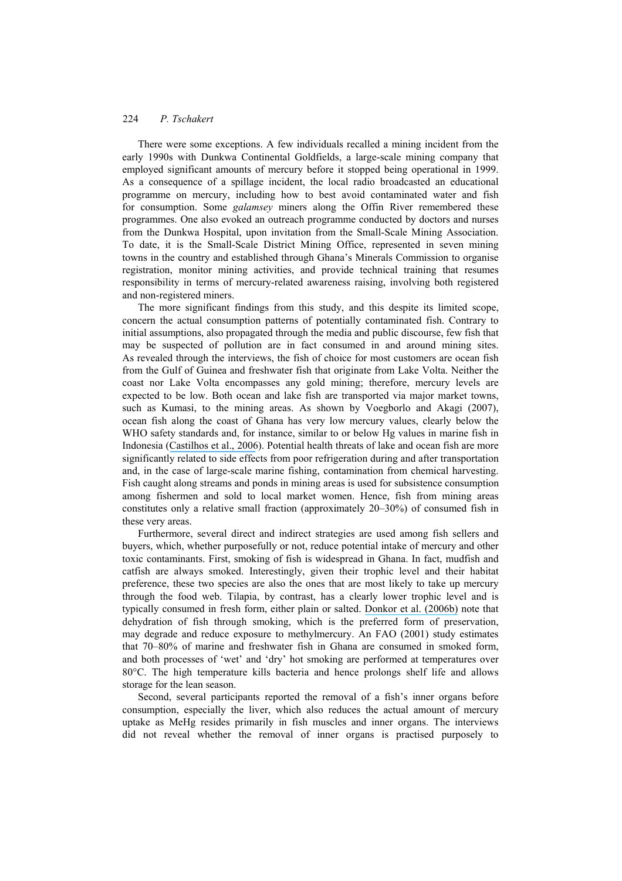There were some exceptions. A few individuals recalled a mining incident from the early 1990s with Dunkwa Continental Goldfields, a large-scale mining company that employed significant amounts of mercury before it stopped being operational in 1999. As a consequence of a spillage incident, the local radio broadcasted an educational programme on mercury, including how to best avoid contaminated water and fish for consumption. Some *galamsey* miners along the Offin River remembered these programmes. One also evoked an outreach programme conducted by doctors and nurses from the Dunkwa Hospital, upon invitation from the Small-Scale Mining Association. To date, it is the Small-Scale District Mining Office, represented in seven mining towns in the country and established through Ghana's Minerals Commission to organise registration, monitor mining activities, and provide technical training that resumes responsibility in terms of mercury-related awareness raising, involving both registered and non-registered miners.

The more significant findings from this study, and this despite its limited scope, concern the actual consumption patterns of potentially contaminated fish. Contrary to initial assumptions, also propagated through the media and public discourse, few fish that may be suspected of pollution are in fact consumed in and around mining sites. As revealed through the interviews, the fish of choice for most customers are ocean fish from the Gulf of Guinea and freshwater fish that originate from Lake Volta. Neither the coast nor Lake Volta encompasses any gold mining; therefore, mercury levels are expected to be low. Both ocean and lake fish are transported via major market towns, such as Kumasi, to the mining areas. As shown by Voegborlo and Akagi (2007), ocean fish along the coast of Ghana has very low mercury values, clearly below the WHO safety standards and, for instance, similar to or below Hg values in marine fish in Indonesia (Castilhos et al., 2006). Potential health threats of lake and ocean fish are more significantly related to side effects from poor refrigeration during and after transportation and, in the case of large-scale marine fishing, contamination from chemical harvesting. Fish caught along streams and ponds in mining areas is used for subsistence consumption among fishermen and sold to local market women. Hence, fish from mining areas constitutes only a relative small fraction (approximately 20–30%) of consumed fish in these very areas.

Furthermore, several direct and indirect strategies are used among fish sellers and buyers, which, whether purposefully or not, reduce potential intake of mercury and other toxic contaminants. First, smoking of fish is widespread in Ghana. In fact, mudfish and catfish are always smoked. Interestingly, given their trophic level and their habitat preference, these two species are also the ones that are most likely to take up mercury through the food web. Tilapia, by contrast, has a clearly lower trophic level and is typically consumed in fresh form, either plain or salted. Donkor et al. (2006b) note that dehydration of fish through smoking, which is the preferred form of preservation, may degrade and reduce exposure to methylmercury. An FAO (2001) study estimates that 70–80% of marine and freshwater fish in Ghana are consumed in smoked form, and both processes of 'wet' and 'dry' hot smoking are performed at temperatures over 80°C. The high temperature kills bacteria and hence prolongs shelf life and allows storage for the lean season.

Second, several participants reported the removal of a fish's inner organs before consumption, especially the liver, which also reduces the actual amount of mercury uptake as MeHg resides primarily in fish muscles and inner organs. The interviews did not reveal whether the removal of inner organs is practised purposely to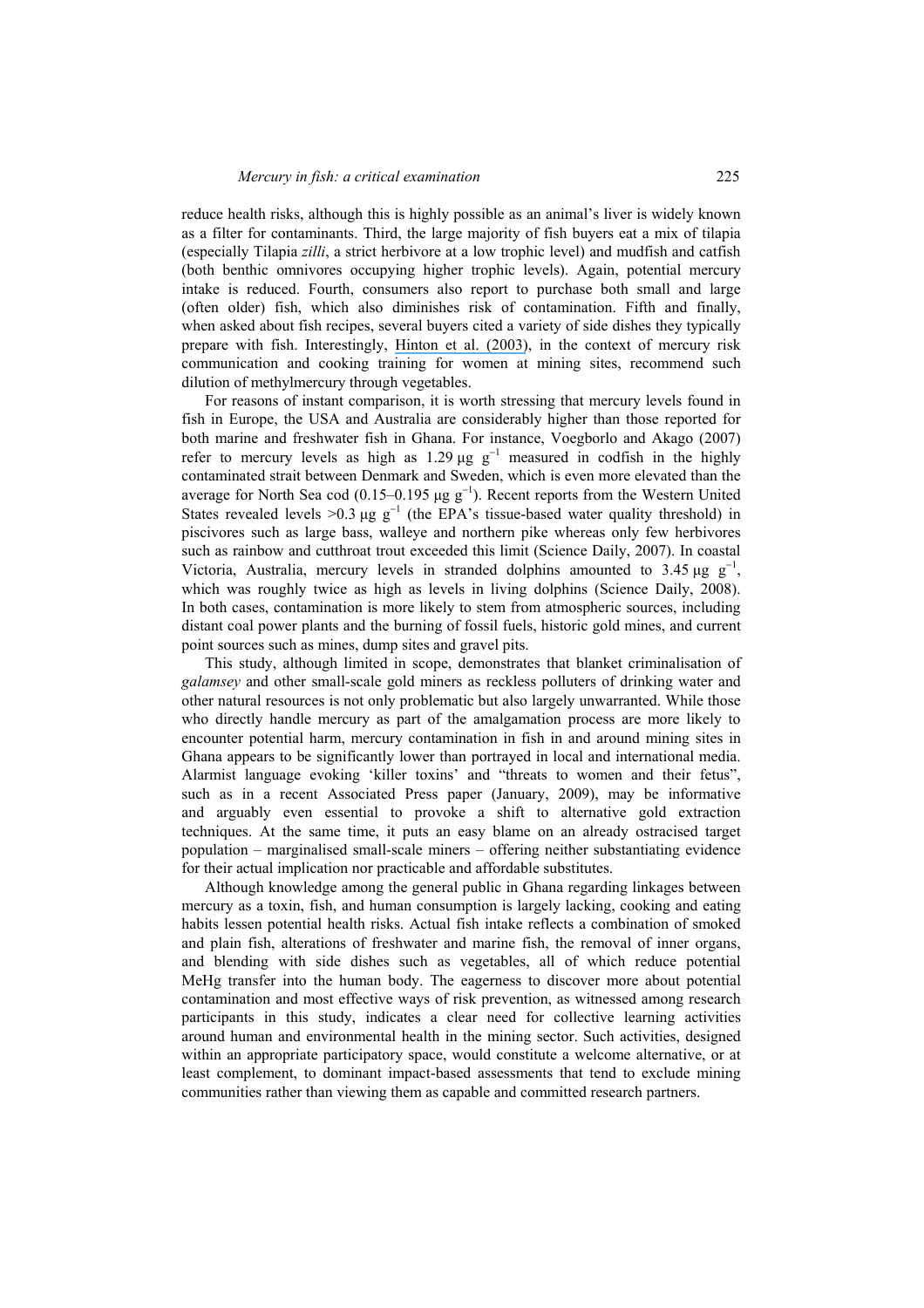reduce health risks, although this is highly possible as an animal's liver is widely known as a filter for contaminants. Third, the large majority of fish buyers eat a mix of tilapia (especially Tilapia *zilli*, a strict herbivore at a low trophic level) and mudfish and catfish (both benthic omnivores occupying higher trophic levels). Again, potential mercury intake is reduced. Fourth, consumers also report to purchase both small and large (often older) fish, which also diminishes risk of contamination. Fifth and finally, when asked about fish recipes, several buyers cited a variety of side dishes they typically prepare with fish. Interestingly, Hinton et al. (2003), in the context of mercury risk communication and cooking training for women at mining sites, recommend such dilution of methylmercury through vegetables.

For reasons of instant comparison, it is worth stressing that mercury levels found in fish in Europe, the USA and Australia are considerably higher than those reported for both marine and freshwater fish in Ghana. For instance, Voegborlo and Akago (2007) refer to mercury levels as high as 1.29 μg $g^{-1}$ measured in codfish in the highly contaminated strait between Denmark and Sweden, which is even more elevated than the average for North Sea cod (0.15–0.195 μg $g^{-1}$). Recent reports from the Western United States revealed levels >0.3 μg $g^{-1}$ (the EPA's tissue-based water quality threshold) in piscivores such as large bass, walleye and northern pike whereas only few herbivores such as rainbow and cutthroat trout exceeded this limit (Science Daily, 2007). In coastal Victoria, Australia, mercury levels in stranded dolphins amounted to 3.45 μg $g^{-1}$, which was roughly twice as high as levels in living dolphins (Science Daily, 2008). In both cases, contamination is more likely to stem from atmospheric sources, including distant coal power plants and the burning of fossil fuels, historic gold mines, and current point sources such as mines, dump sites and gravel pits.

This study, although limited in scope, demonstrates that blanket criminalisation of *galamsey* and other small-scale gold miners as reckless polluters of drinking water and other natural resources is not only problematic but also largely unwarranted. While those who directly handle mercury as part of the amalgamation process are more likely to encounter potential harm, mercury contamination in fish in and around mining sites in Ghana appears to be significantly lower than portrayed in local and international media. Alarmist language evoking 'killer toxins' and "threats to women and their fetus", such as in a recent Associated Press paper (January, 2009), may be informative and arguably even essential to provoke a shift to alternative gold extraction techniques. At the same time, it puts an easy blame on an already ostracised target population – marginalised small-scale miners – offering neither substantiating evidence for their actual implication nor practicable and affordable substitutes.

Although knowledge among the general public in Ghana regarding linkages between mercury as a toxin, fish, and human consumption is largely lacking, cooking and eating habits lessen potential health risks. Actual fish intake reflects a combination of smoked and plain fish, alterations of freshwater and marine fish, the removal of inner organs, and blending with side dishes such as vegetables, all of which reduce potential MeHg transfer into the human body. The eagerness to discover more about potential contamination and most effective ways of risk prevention, as witnessed among research participants in this study, indicates a clear need for collective learning activities around human and environmental health in the mining sector. Such activities, designed within an appropriate participatory space, would constitute a welcome alternative, or at least complement, to dominant impact-based assessments that tend to exclude mining communities rather than viewing them as capable and committed research partners.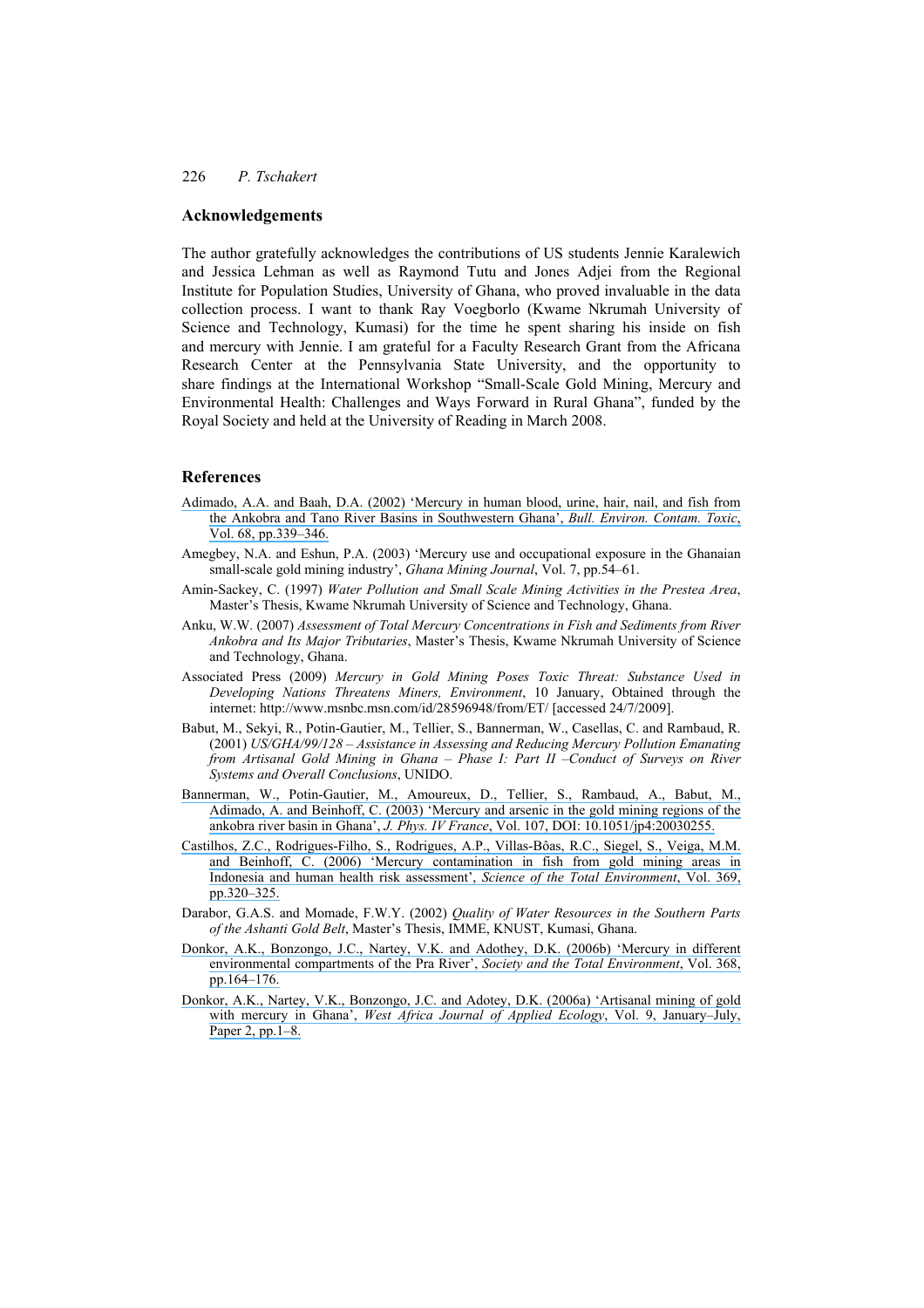## Acknowledgements

The author gratefully acknowledges the contributions of US students Jennie Karalewich and Jessica Lehman as well as Raymond Tutu and Jones Adjei from the Regional Institute for Population Studies, University of Ghana, who proved invaluable in the data collection process. I want to thank Ray Voegborlo (Kwame Nkrumah University of Science and Technology, Kumasi) for the time he spent sharing his inside on fish and mercury with Jennie. I am grateful for a Faculty Research Grant from the Africana Research Center at the Pennsylvania State University, and the opportunity to share findings at the International Workshop "Small-Scale Gold Mining, Mercury and Environmental Health: Challenges and Ways Forward in Rural Ghana", funded by the Royal Society and held at the University of Reading in March 2008.

## References

Adimado, A.A. and Baah, D.A. (2002) 'Mercury in human blood, urine, hair, nail, and fish from the Ankobra and Tano River Basins in Southwestern Ghana', *Bull. Environ. Contam. Toxic*, Vol. 68, pp.339–346.

Amegbey, N.A. and Eshun, P.A. (2003) 'Mercury use and occupational exposure in the Ghanaian small-scale gold mining industry', *Ghana Mining Journal*, Vol. 7, pp.54–61.

Amin-Sackey, C. (1997) *Water Pollution and Small Scale Mining Activities in the Prestea Area*, Master's Thesis, Kwame Nkrumah University of Science and Technology, Ghana.

Anku, W.W. (2007) *Assessment of Total Mercury Concentrations in Fish and Sediments from River Ankobra and Its Major Tributaries*, Master's Thesis, Kwame Nkrumah University of Science and Technology, Ghana.

Associated Press (2009) *Mercury in Gold Mining Poses Toxic Threat: Substance Used in Developing Nations Threatens Miners, Environment*, 10 January, Obtained through the internet: http://www.msnbc.msn.com/id/28596948/from/ET/ [accessed 24/7/2009].

Babut, M., Sekyi, R., Potin-Gautier, M., Tellier, S., Bannerman, W., Casellas, C. and Rambaud, R. (2001) *US/GHA/99/128 – Assistance in Assessing and Reducing Mercury Pollution Emanating from Artisanal Gold Mining in Ghana – Phase I: Part II –Conduct of Surveys on River Systems and Overall Conclusions*, UNIDO.

Bannerman, W., Potin-Gautier, M., Amoureux, D., Tellier, S., Rambaud, A., Babut, M., Adimado, A. and Beinhoff, C. (2003) 'Mercury and arsenic in the gold mining regions of the ankobra river basin in Ghana', *J. Phys. IV France*, Vol. 107, DOI: 10.1051/jp4:20030255.

Castilhos, Z.C., Rodrigues-Filho, S., Rodrigues, A.P., Villas-Bôas, R.C., Siegel, S., Veiga, M.M. and Beinhoff, C. (2006) 'Mercury contamination in fish from gold mining areas in Indonesia and human health risk assessment', *Science of the Total Environment*, Vol. 369, pp.320–325.

Darabor, G.A.S. and Momade, F.W.Y. (2002) *Quality of Water Resources in the Southern Parts of the Ashanti Gold Belt*, Master's Thesis, IMME, KNUST, Kumasi, Ghana.

Donkor, A.K., Bonzongo, J.C., Nartey, V.K. and Adothey, D.K. (2006b) 'Mercury in different environmental compartments of the Pra River', *Society and the Total Environment*, Vol. 368, pp.164–176.

Donkor, A.K., Nartey, V.K., Bonzongo, J.C. and Adotey, D.K. (2006a) 'Artisanal mining of gold with mercury in Ghana', *West Africa Journal of Applied Ecology*, Vol. 9, January–July, Paper 2, pp.1–8.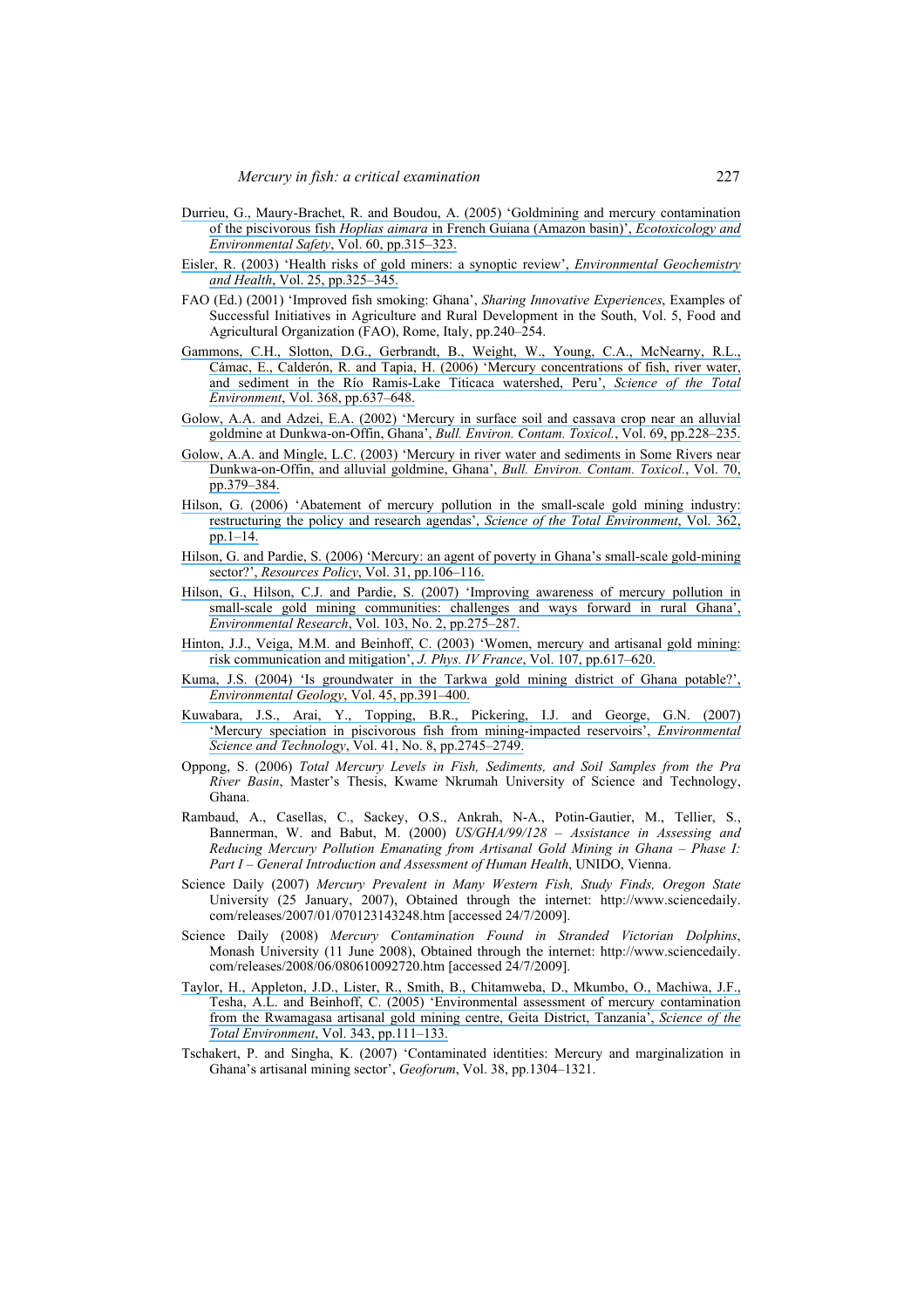Durrieu, G., Maury-Brachet, R. and Boudou, A. (2005) 'Goldmining and mercury contamination of the piscivorous fish *Hoplias aimara* in French Guiana (Amazon basin)', *Ecotoxicology and Environmental Safety*, Vol. 60, pp.315–323.

Eisler, R. (2003) 'Health risks of gold miners: a synoptic review', *Environmental Geochemistry and Health*, Vol. 25, pp.325–345.

FAO (Ed.) (2001) 'Improved fish smoking: Ghana', *Sharing Innovative Experiences*, Examples of Successful Initiatives in Agriculture and Rural Development in the South, Vol. 5, Food and Agricultural Organization (FAO), Rome, Italy, pp.240–254.

Gammons, C.H., Slotton, D.G., Gerbrandt, B., Weight, W., Young, C.A., McNearny, R.L., Cámac, E., Calderón, R. and Tapia, H. (2006) 'Mercury concentrations of fish, river water, and sediment in the Río Ramis-Lake Titicaca watershed, Peru', *Science of the Total Environment*, Vol. 368, pp.637–648.

Golow, A.A. and Adzei, E.A. (2002) 'Mercury in surface soil and cassava crop near an alluvial goldmine at Dunkwa-on-Offin, Ghana', *Bull. Environ. Contam. Toxicol.*, Vol. 69, pp.228–235.

Golow, A.A. and Mingle, L.C. (2003) 'Mercury in river water and sediments in Some Rivers near Dunkwa-on-Offin, and alluvial goldmine, Ghana', *Bull. Environ. Contam. Toxicol.*, Vol. 70, pp.379–384.

Hilson, G. (2006) 'Abatement of mercury pollution in the small-scale gold mining industry: restructuring the policy and research agendas', *Science of the Total Environment*, Vol. 362, pp.1–14.

Hilson, G. and Pardie, S. (2006) 'Mercury: an agent of poverty in Ghana's small-scale gold-mining sector?', *Resources Policy*, Vol. 31, pp.106–116.

Hilson, G., Hilson, C.J. and Pardie, S. (2007) 'Improving awareness of mercury pollution in small-scale gold mining communities: challenges and ways forward in rural Ghana', *Environmental Research*, Vol. 103, No. 2, pp.275–287.

Hinton, J.J., Veiga, M.M. and Beinhoff, C. (2003) 'Women, mercury and artisanal gold mining: risk communication and mitigation', *J. Phys. IV France*, Vol. 107, pp.617–620.

Kuma, J.S. (2004) 'Is groundwater in the Tarkwa gold mining district of Ghana potable?', *Environmental Geology*, Vol. 45, pp.391–400.

Kuwabara, J.S., Arai, Y., Topping, B.R., Pickering, I.J. and George, G.N. (2007) 'Mercury speciation in piscivorous fish from mining-impacted reservoirs', *Environmental Science and Technology*, Vol. 41, No. 8, pp.2745–2749.

Oppong, S. (2006) *Total Mercury Levels in Fish, Sediments, and Soil Samples from the Pra River Basin*, Master's Thesis, Kwame Nkrumah University of Science and Technology, Ghana.

Rambaud, A., Casellas, C., Sackey, O.S., Ankrah, N-A., Potin-Gautier, M., Tellier, S., Bannerman, W. and Babut, M. (2000) *US/GHA/99/128 – Assistance in Assessing and Reducing Mercury Pollution Emanating from Artisanal Gold Mining in Ghana – Phase I: Part I – General Introduction and Assessment of Human Health*, UNIDO, Vienna.

Science Daily (2007) *Mercury Prevalent in Many Western Fish, Study Finds, Oregon State* University (25 January, 2007), Obtained through the internet: http://www.sciencedaily.com/releases/2007/01/070123143248.htm [accessed 24/7/2009].

Science Daily (2008) *Mercury Contamination Found in Stranded Victorian Dolphins*, Monash University (11 June 2008), Obtained through the internet: http://www.sciencedaily.com/releases/2008/06/080610092720.htm [accessed 24/7/2009].

Taylor, H., Appleton, J.D., Lister, R., Smith, B., Chitamweba, D., Mkumbo, O., Machiwa, J.F., Tesha, A.L. and Beinhoff, C. (2005) 'Environmental assessment of mercury contamination from the Rwamagasa artisanal gold mining centre, Geita District, Tanzania', *Science of the Total Environment*, Vol. 343, pp.111–133.

Tschakert, P. and Singha, K. (2007) 'Contaminated identities: Mercury and marginalization in Ghana's artisanal mining sector', *Geoforum*, Vol. 38, pp.1304–1321.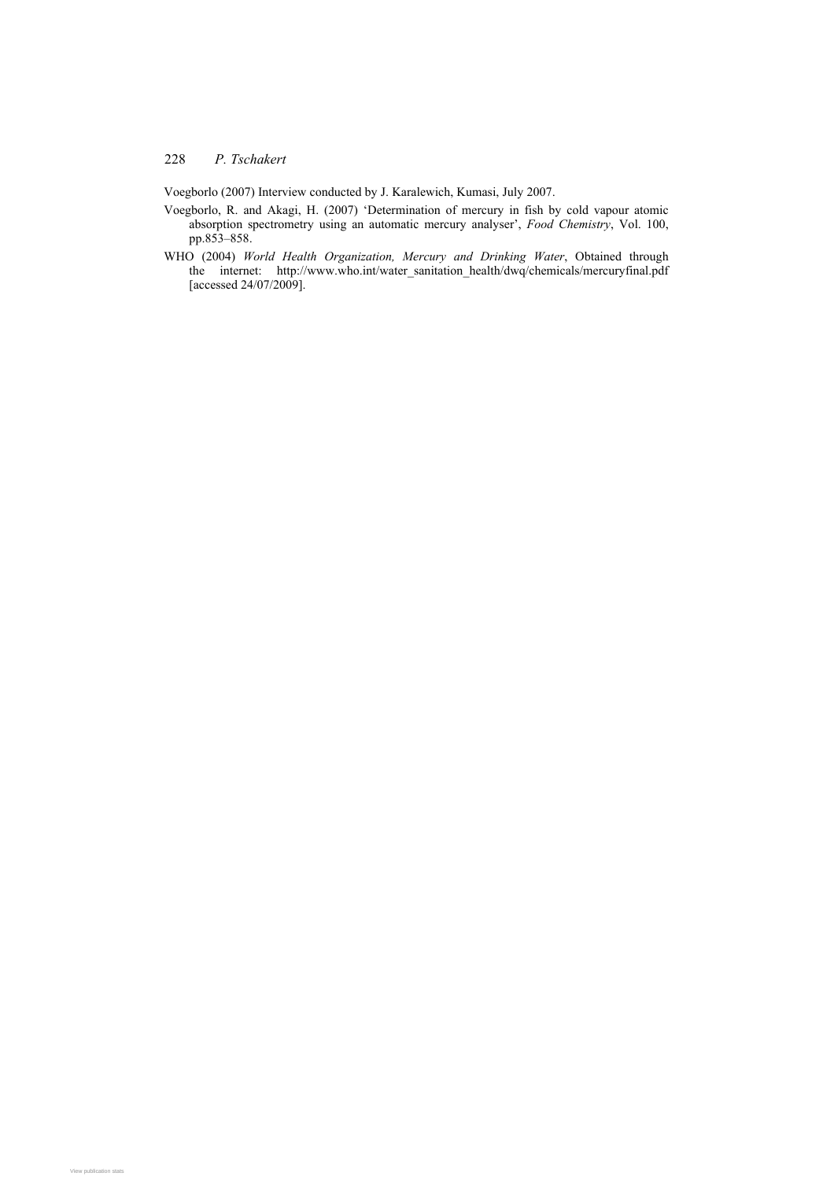Voegborlo (2007) Interview conducted by J. Karalewich, Kumasi, July 2007.

Voegborlo, R. and Akagi, H. (2007) 'Determination of mercury in fish by cold vapour atomic absorption spectrometry using an automatic mercury analyser', *Food Chemistry*, Vol. 100, pp.853–858.

WHO (2004) *World Health Organization, Mercury and Drinking Water*, Obtained through the internet: http://www.who.int/water_sanitation_health/dwq/chemicals/mercuryfinal.pdf [accessed 24/07/2009].